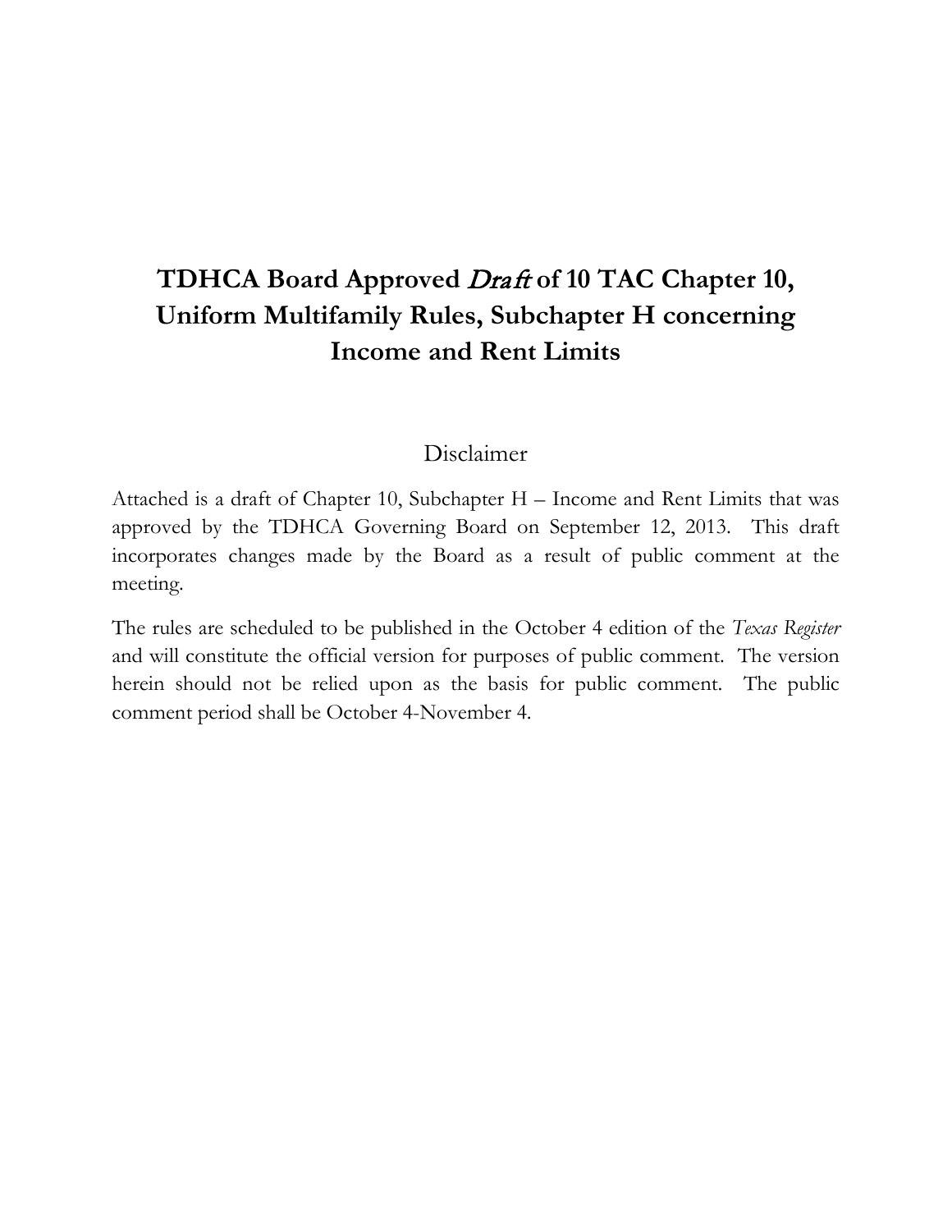# TDHCA Board Approved *Draft* of 10 TAC Chapter 10, Uniform Multifamily Rules, Subchapter H concerning Income and Rent Limits

## Disclaimer

Attached is a draft of Chapter 10, Subchapter H – Income and Rent Limits that was approved by the TDHCA Governing Board on September 12, 2013. This draft incorporates changes made by the Board as a result of public comment at the meeting.

The rules are scheduled to be published in the October 4 edition of the *Texas Register* and will constitute the official version for purposes of public comment. The version herein should not be relied upon as the basis for public comment. The public comment period shall be October 4-November 4.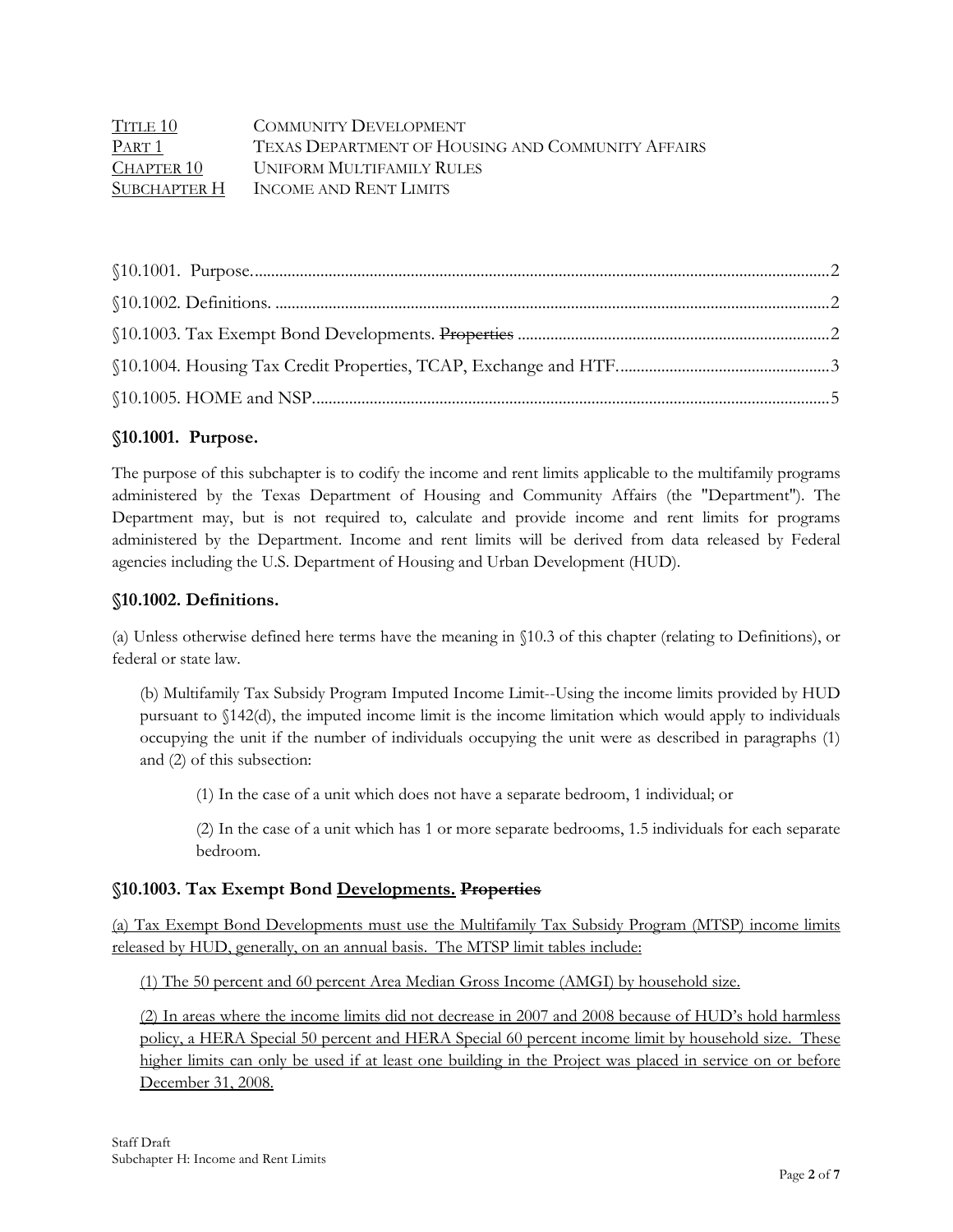Title 10 Community Development
Part 1 Texas Department of Housing and Community Affairs
Chapter 10 Uniform Multifamily Rules
Subchapter H Income and Rent Limits

§10.1001. Purpose. 2
§10.1002. Definitions. 2
§10.1003. Tax Exempt Bond Developments. ~~Properties~~ 2
§10.1004. Housing Tax Credit Properties, TCAP, Exchange and HTF. 3
§10.1005. HOME and NSP. 5

## §10.1001. Purpose.

The purpose of this subchapter is to codify the income and rent limits applicable to the multifamily programs administered by the Texas Department of Housing and Community Affairs (the "Department"). The Department may, but is not required to, calculate and provide income and rent limits for programs administered by the Department. Income and rent limits will be derived from data released by Federal agencies including the U.S. Department of Housing and Urban Development (HUD).

## §10.1002. Definitions.

(a) Unless otherwise defined here terms have the meaning in §10.3 of this chapter (relating to Definitions), or federal or state law.

(b) Multifamily Tax Subsidy Program Imputed Income Limit--Using the income limits provided by HUD pursuant to §142(d), the imputed income limit is the income limitation which would apply to individuals occupying the unit if the number of individuals occupying the unit were as described in paragraphs (1) and (2) of this subsection:

(1) In the case of a unit which does not have a separate bedroom, 1 individual; or

(2) In the case of a unit which has 1 or more separate bedrooms, 1.5 individuals for each separate bedroom.

## §10.1003. Tax Exempt Bond Developments. ~~Properties~~

(a) Tax Exempt Bond Developments must use the Multifamily Tax Subsidy Program (MTSP) income limits released by HUD, generally, on an annual basis. The MTSP limit tables include:

(1) The 50 percent and 60 percent Area Median Gross Income (AMGI) by household size.

(2) In areas where the income limits did not decrease in 2007 and 2008 because of HUD's hold harmless policy, a HERA Special 50 percent and HERA Special 60 percent income limit by household size. These higher limits can only be used if at least one building in the Project was placed in service on or before December 31, 2008.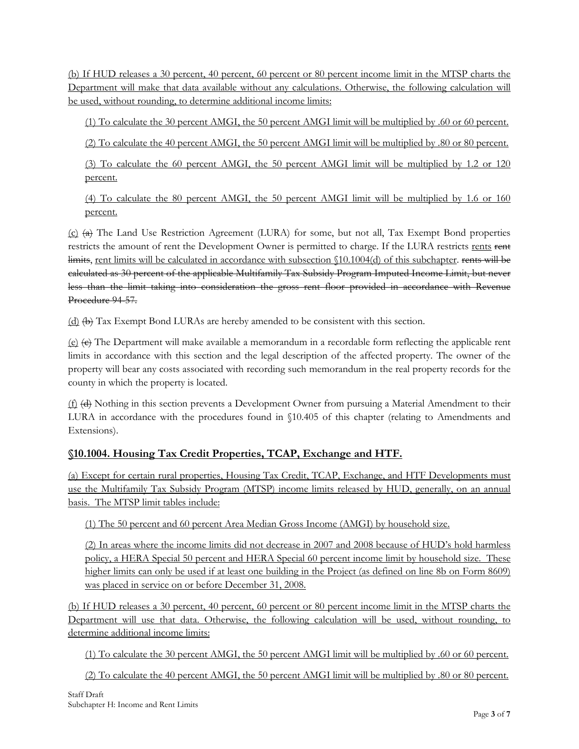(b) If HUD releases a 30 percent, 40 percent, 60 percent or 80 percent income limit in the MTSP charts the Department will make that data available without any calculations. Otherwise, the following calculation will be used, without rounding, to determine additional income limits:

(1) To calculate the 30 percent AMGI, the 50 percent AMGI limit will be multiplied by .60 or 60 percent.

(2) To calculate the 40 percent AMGI, the 50 percent AMGI limit will be multiplied by .80 or 80 percent.

(3) To calculate the 60 percent AMGI, the 50 percent AMGI limit will be multiplied by 1.2 or 120 percent.

(4) To calculate the 80 percent AMGI, the 50 percent AMGI limit will be multiplied by 1.6 or 160 percent.

(c) ~~(a)~~ The Land Use Restriction Agreement (LURA) for some, but not all, Tax Exempt Bond properties restricts the amount of rent the Development Owner is permitted to charge. If the LURA restricts rents ~~rent limits~~, rent limits will be calculated in accordance with subsection §10.1004(d) of this subchapter. ~~rents will be calculated as 30 percent of the applicable Multifamily Tax Subsidy Program Imputed Income Limit, but never less than the limit taking into consideration the gross rent floor provided in accordance with Revenue Procedure 94-57.~~

(d) ~~(b)~~ Tax Exempt Bond LURAs are hereby amended to be consistent with this section.

(e) ~~(c)~~ The Department will make available a memorandum in a recordable form reflecting the applicable rent limits in accordance with this section and the legal description of the affected property. The owner of the property will bear any costs associated with recording such memorandum in the real property records for the county in which the property is located.

(f) ~~(d)~~ Nothing in this section prevents a Development Owner from pursuing a Material Amendment to their LURA in accordance with the procedures found in §10.405 of this chapter (relating to Amendments and Extensions).

## §10.1004. Housing Tax Credit Properties, TCAP, Exchange and HTF.

(a) Except for certain rural properties, Housing Tax Credit, TCAP, Exchange, and HTF Developments must use the Multifamily Tax Subsidy Program (MTSP) income limits released by HUD, generally, on an annual basis. The MTSP limit tables include:

(1) The 50 percent and 60 percent Area Median Gross Income (AMGI) by household size.

(2) In areas where the income limits did not decrease in 2007 and 2008 because of HUD's hold harmless policy, a HERA Special 50 percent and HERA Special 60 percent income limit by household size. These higher limits can only be used if at least one building in the Project (as defined on line 8b on Form 8609) was placed in service on or before December 31, 2008.

(b) If HUD releases a 30 percent, 40 percent, 60 percent or 80 percent income limit in the MTSP charts the Department will use that data. Otherwise, the following calculation will be used, without rounding, to determine additional income limits:

(1) To calculate the 30 percent AMGI, the 50 percent AMGI limit will be multiplied by .60 or 60 percent.

(2) To calculate the 40 percent AMGI, the 50 percent AMGI limit will be multiplied by .80 or 80 percent.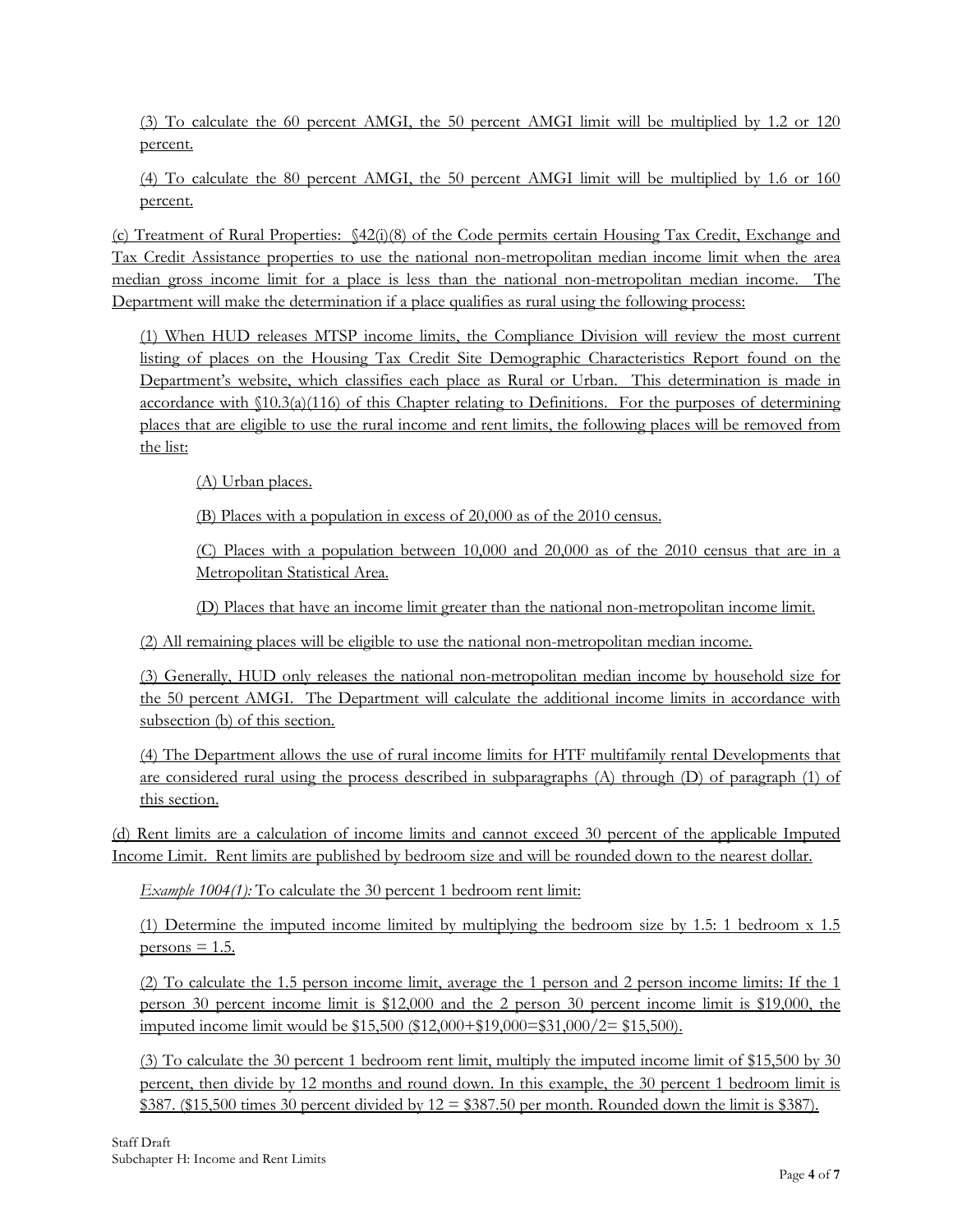(3) To calculate the 60 percent AMGI, the 50 percent AMGI limit will be multiplied by 1.2 or 120 percent.

(4) To calculate the 80 percent AMGI, the 50 percent AMGI limit will be multiplied by 1.6 or 160 percent.

(c) Treatment of Rural Properties: §42(i)(8) of the Code permits certain Housing Tax Credit, Exchange and Tax Credit Assistance properties to use the national non-metropolitan median income limit when the area median gross income limit for a place is less than the national non-metropolitan median income. The Department will make the determination if a place qualifies as rural using the following process:

(1) When HUD releases MTSP income limits, the Compliance Division will review the most current listing of places on the Housing Tax Credit Site Demographic Characteristics Report found on the Department's website, which classifies each place as Rural or Urban. This determination is made in accordance with §10.3(a)(116) of this Chapter relating to Definitions. For the purposes of determining places that are eligible to use the rural income and rent limits, the following places will be removed from the list:

(A) Urban places.

(B) Places with a population in excess of 20,000 as of the 2010 census.

(C) Places with a population between 10,000 and 20,000 as of the 2010 census that are in a Metropolitan Statistical Area.

(D) Places that have an income limit greater than the national non-metropolitan income limit.

(2) All remaining places will be eligible to use the national non-metropolitan median income.

(3) Generally, HUD only releases the national non-metropolitan median income by household size for the 50 percent AMGI. The Department will calculate the additional income limits in accordance with subsection (b) of this section.

(4) The Department allows the use of rural income limits for HTF multifamily rental Developments that are considered rural using the process described in subparagraphs (A) through (D) of paragraph (1) of this section.

(d) Rent limits are a calculation of income limits and cannot exceed 30 percent of the applicable Imputed Income Limit. Rent limits are published by bedroom size and will be rounded down to the nearest dollar.

*Example 1004(1):* To calculate the 30 percent 1 bedroom rent limit:

(1) Determine the imputed income limited by multiplying the bedroom size by 1.5: 1 bedroom x 1.5 persons = 1.5.

(2) To calculate the 1.5 person income limit, average the 1 person and 2 person income limits: If the 1 person 30 percent income limit is $12,000 and the 2 person 30 percent income limit is $19,000, the imputed income limit would be $15,500 ($12,000+$19,000=$31,000/2= $15,500).

(3) To calculate the 30 percent 1 bedroom rent limit, multiply the imputed income limit of $15,500 by 30 percent, then divide by 12 months and round down. In this example, the 30 percent 1 bedroom limit is $387. ($15,500 times 30 percent divided by 12 = $387.50 per month. Rounded down the limit is $387).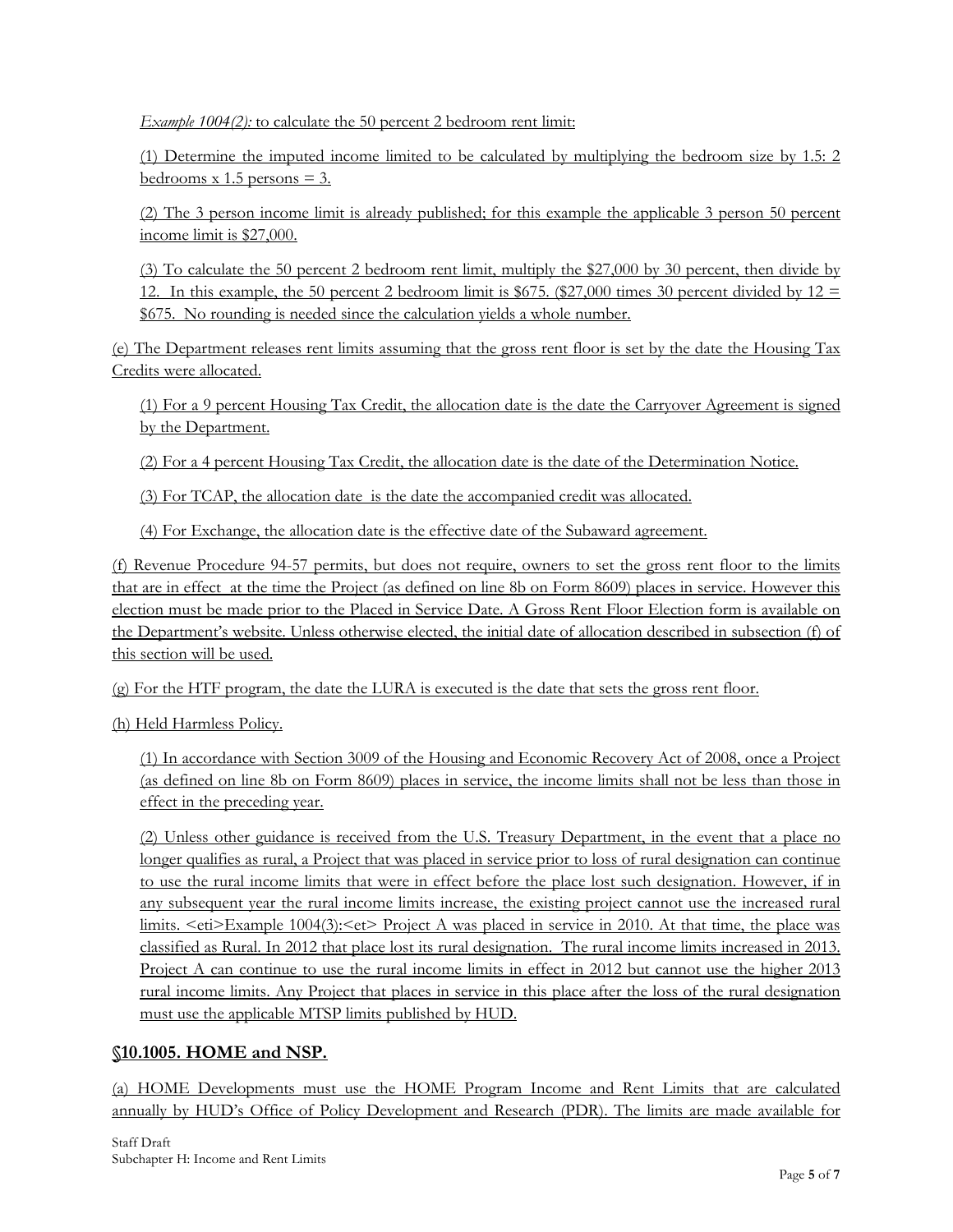*Example 1004(2):* to calculate the 50 percent 2 bedroom rent limit:

(1) Determine the imputed income limited to be calculated by multiplying the bedroom size by 1.5: 2 bedrooms x 1.5 persons = 3.

(2) The 3 person income limit is already published; for this example the applicable 3 person 50 percent income limit is $27,000.

(3) To calculate the 50 percent 2 bedroom rent limit, multiply the $27,000 by 30 percent, then divide by 12. In this example, the 50 percent 2 bedroom limit is $675. ($27,000 times 30 percent divided by 12 = $675. No rounding is needed since the calculation yields a whole number.

(e) The Department releases rent limits assuming that the gross rent floor is set by the date the Housing Tax Credits were allocated.

(1) For a 9 percent Housing Tax Credit, the allocation date is the date the Carryover Agreement is signed by the Department.

(2) For a 4 percent Housing Tax Credit, the allocation date is the date of the Determination Notice.

(3) For TCAP, the allocation date is the date the accompanied credit was allocated.

(4) For Exchange, the allocation date is the effective date of the Subaward agreement.

(f) Revenue Procedure 94-57 permits, but does not require, owners to set the gross rent floor to the limits that are in effect at the time the Project (as defined on line 8b on Form 8609) places in service. However this election must be made prior to the Placed in Service Date. A Gross Rent Floor Election form is available on the Department's website. Unless otherwise elected, the initial date of allocation described in subsection (f) of this section will be used.

(g) For the HTF program, the date the LURA is executed is the date that sets the gross rent floor.

(h) Held Harmless Policy.

(1) In accordance with Section 3009 of the Housing and Economic Recovery Act of 2008, once a Project (as defined on line 8b on Form 8609) places in service, the income limits shall not be less than those in effect in the preceding year.

(2) Unless other guidance is received from the U.S. Treasury Department, in the event that a place no longer qualifies as rural, a Project that was placed in service prior to loss of rural designation can continue to use the rural income limits that were in effect before the place lost such designation. However, if in any subsequent year the rural income limits increase, the existing project cannot use the increased rural limits. <eti>Example 1004(3):<et> Project A was placed in service in 2010. At that time, the place was classified as Rural. In 2012 that place lost its rural designation. The rural income limits increased in 2013. Project A can continue to use the rural income limits in effect in 2012 but cannot use the higher 2013 rural income limits. Any Project that places in service in this place after the loss of the rural designation must use the applicable MTSP limits published by HUD.

## §10.1005. HOME and NSP.

(a) HOME Developments must use the HOME Program Income and Rent Limits that are calculated annually by HUD's Office of Policy Development and Research (PDR). The limits are made available for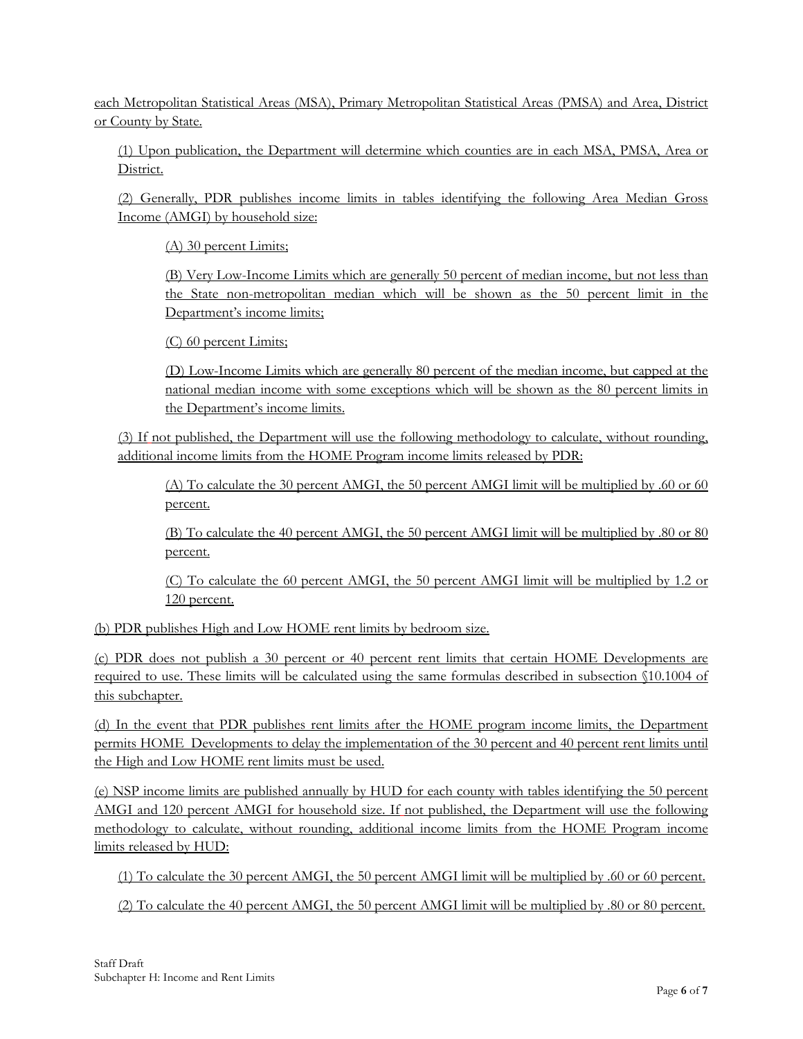each Metropolitan Statistical Areas (MSA), Primary Metropolitan Statistical Areas (PMSA) and Area, District or County by State.

(1) Upon publication, the Department will determine which counties are in each MSA, PMSA, Area or District.

(2) Generally, PDR publishes income limits in tables identifying the following Area Median Gross Income (AMGI) by household size:

(A) 30 percent Limits;

(B) Very Low-Income Limits which are generally 50 percent of median income, but not less than the State non-metropolitan median which will be shown as the 50 percent limit in the Department's income limits;

(C) 60 percent Limits;

(D) Low-Income Limits which are generally 80 percent of the median income, but capped at the national median income with some exceptions which will be shown as the 80 percent limits in the Department's income limits.

(3) If not published, the Department will use the following methodology to calculate, without rounding, additional income limits from the HOME Program income limits released by PDR:

(A) To calculate the 30 percent AMGI, the 50 percent AMGI limit will be multiplied by .60 or 60 percent.

(B) To calculate the 40 percent AMGI, the 50 percent AMGI limit will be multiplied by .80 or 80 percent.

(C) To calculate the 60 percent AMGI, the 50 percent AMGI limit will be multiplied by 1.2 or 120 percent.

(b) PDR publishes High and Low HOME rent limits by bedroom size.

(c) PDR does not publish a 30 percent or 40 percent rent limits that certain HOME Developments are required to use. These limits will be calculated using the same formulas described in subsection §10.1004 of this subchapter.

(d) In the event that PDR publishes rent limits after the HOME program income limits, the Department permits HOME Developments to delay the implementation of the 30 percent and 40 percent rent limits until the High and Low HOME rent limits must be used.

(e) NSP income limits are published annually by HUD for each county with tables identifying the 50 percent AMGI and 120 percent AMGI for household size. If not published, the Department will use the following methodology to calculate, without rounding, additional income limits from the HOME Program income limits released by HUD:

(1) To calculate the 30 percent AMGI, the 50 percent AMGI limit will be multiplied by .60 or 60 percent.

(2) To calculate the 40 percent AMGI, the 50 percent AMGI limit will be multiplied by .80 or 80 percent.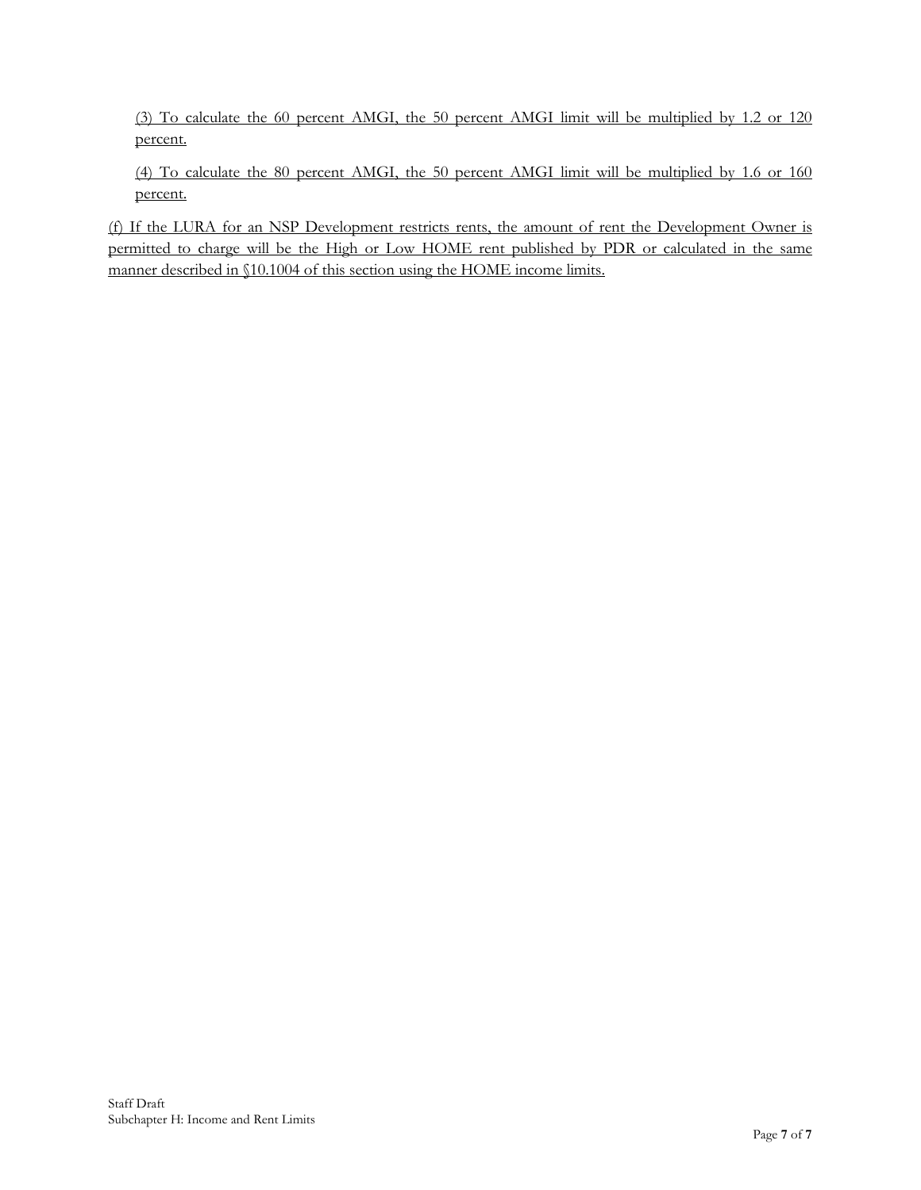(3) To calculate the 60 percent AMGI, the 50 percent AMGI limit will be multiplied by 1.2 or 120 percent.

(4) To calculate the 80 percent AMGI, the 50 percent AMGI limit will be multiplied by 1.6 or 160 percent.

(f) If the LURA for an NSP Development restricts rents, the amount of rent the Development Owner is permitted to charge will be the High or Low HOME rent published by PDR or calculated in the same manner described in §10.1004 of this section using the HOME income limits.